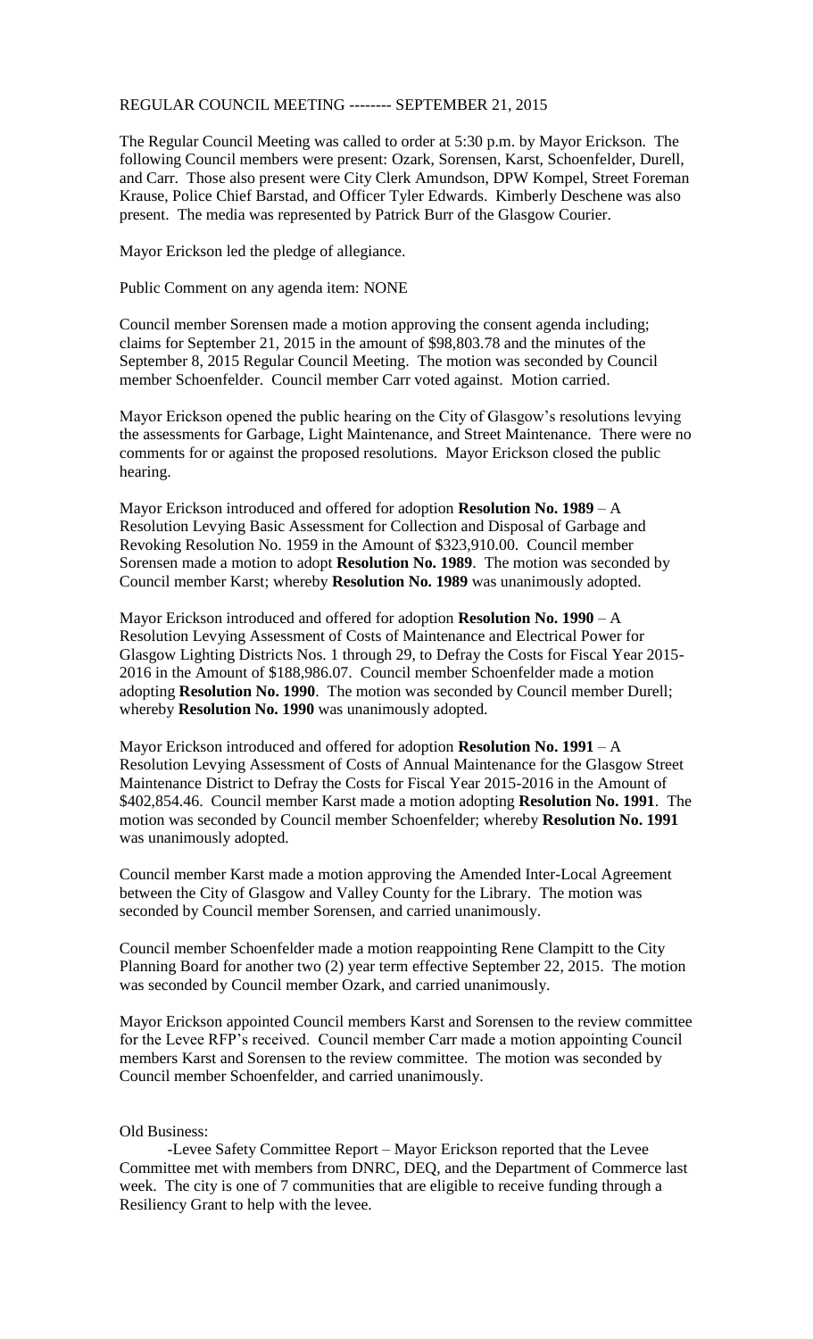REGULAR COUNCIL MEETING -------- SEPTEMBER 21, 2015

The Regular Council Meeting was called to order at 5:30 p.m. by Mayor Erickson. The following Council members were present: Ozark, Sorensen, Karst, Schoenfelder, Durell, and Carr. Those also present were City Clerk Amundson, DPW Kompel, Street Foreman Krause, Police Chief Barstad, and Officer Tyler Edwards. Kimberly Deschene was also present. The media was represented by Patrick Burr of the Glasgow Courier.

Mayor Erickson led the pledge of allegiance.

Public Comment on any agenda item: NONE

Council member Sorensen made a motion approving the consent agenda including; claims for September 21, 2015 in the amount of $98,803.78 and the minutes of the September 8, 2015 Regular Council Meeting. The motion was seconded by Council member Schoenfelder. Council member Carr voted against. Motion carried.

Mayor Erickson opened the public hearing on the City of Glasgow's resolutions levying the assessments for Garbage, Light Maintenance, and Street Maintenance. There were no comments for or against the proposed resolutions. Mayor Erickson closed the public hearing.

Mayor Erickson introduced and offered for adoption **Resolution No. 1989** – A Resolution Levying Basic Assessment for Collection and Disposal of Garbage and Revoking Resolution No. 1959 in the Amount of $323,910.00. Council member Sorensen made a motion to adopt **Resolution No. 1989**. The motion was seconded by Council member Karst; whereby **Resolution No. 1989** was unanimously adopted.

Mayor Erickson introduced and offered for adoption **Resolution No. 1990** – A Resolution Levying Assessment of Costs of Maintenance and Electrical Power for Glasgow Lighting Districts Nos. 1 through 29, to Defray the Costs for Fiscal Year 2015-2016 in the Amount of $188,986.07. Council member Schoenfelder made a motion adopting **Resolution No. 1990**. The motion was seconded by Council member Durell; whereby **Resolution No. 1990** was unanimously adopted.

Mayor Erickson introduced and offered for adoption **Resolution No. 1991** – A Resolution Levying Assessment of Costs of Annual Maintenance for the Glasgow Street Maintenance District to Defray the Costs for Fiscal Year 2015-2016 in the Amount of $402,854.46. Council member Karst made a motion adopting **Resolution No. 1991**. The motion was seconded by Council member Schoenfelder; whereby **Resolution No. 1991** was unanimously adopted.

Council member Karst made a motion approving the Amended Inter-Local Agreement between the City of Glasgow and Valley County for the Library. The motion was seconded by Council member Sorensen, and carried unanimously.

Council member Schoenfelder made a motion reappointing Rene Clampitt to the City Planning Board for another two (2) year term effective September 22, 2015. The motion was seconded by Council member Ozark, and carried unanimously.

Mayor Erickson appointed Council members Karst and Sorensen to the review committee for the Levee RFP's received. Council member Carr made a motion appointing Council members Karst and Sorensen to the review committee. The motion was seconded by Council member Schoenfelder, and carried unanimously.

Old Business:

-Levee Safety Committee Report – Mayor Erickson reported that the Levee Committee met with members from DNRC, DEQ, and the Department of Commerce last week. The city is one of 7 communities that are eligible to receive funding through a Resiliency Grant to help with the levee.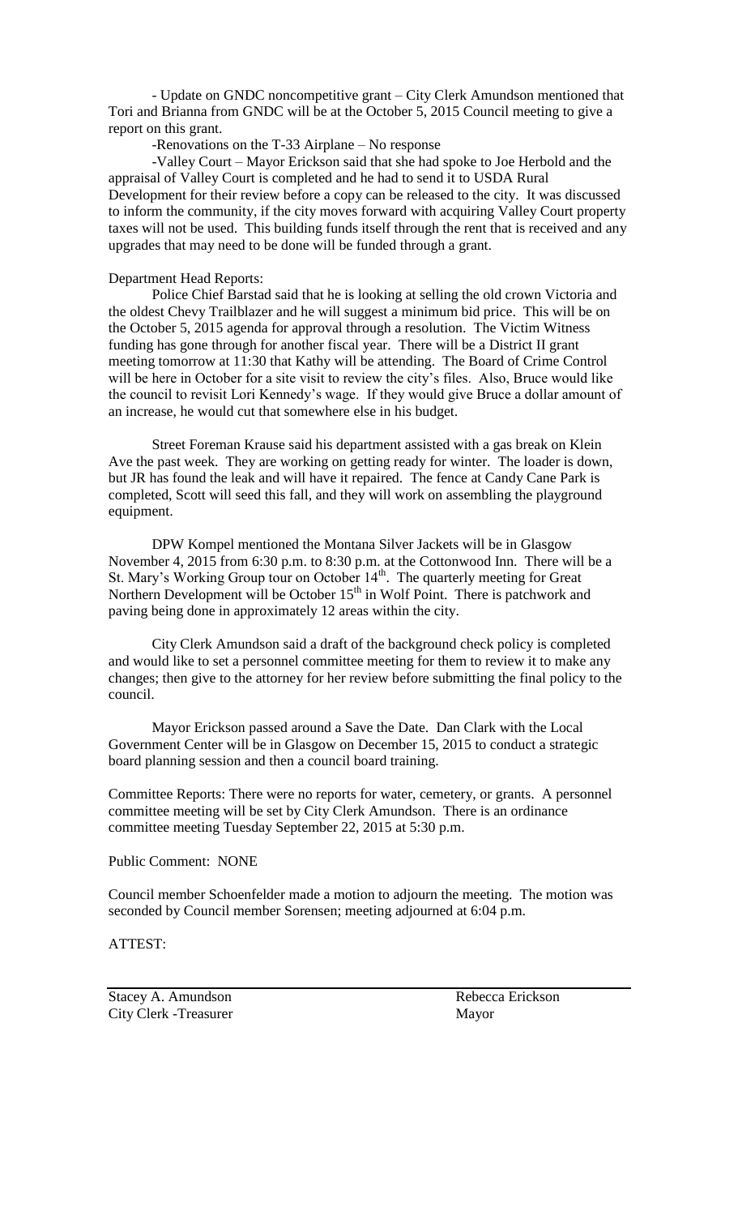- Update on GNDC noncompetitive grant – City Clerk Amundson mentioned that Tori and Brianna from GNDC will be at the October 5, 2015 Council meeting to give a report on this grant.

-Renovations on the T-33 Airplane – No response

-Valley Court – Mayor Erickson said that she had spoke to Joe Herbold and the appraisal of Valley Court is completed and he had to send it to USDA Rural Development for their review before a copy can be released to the city. It was discussed to inform the community, if the city moves forward with acquiring Valley Court property taxes will not be used. This building funds itself through the rent that is received and any upgrades that may need to be done will be funded through a grant.

Department Head Reports:

Police Chief Barstad said that he is looking at selling the old crown Victoria and the oldest Chevy Trailblazer and he will suggest a minimum bid price. This will be on the October 5, 2015 agenda for approval through a resolution. The Victim Witness funding has gone through for another fiscal year. There will be a District II grant meeting tomorrow at 11:30 that Kathy will be attending. The Board of Crime Control will be here in October for a site visit to review the city's files. Also, Bruce would like the council to revisit Lori Kennedy's wage. If they would give Bruce a dollar amount of an increase, he would cut that somewhere else in his budget.

Street Foreman Krause said his department assisted with a gas break on Klein Ave the past week. They are working on getting ready for winter. The loader is down, but JR has found the leak and will have it repaired. The fence at Candy Cane Park is completed, Scott will seed this fall, and they will work on assembling the playground equipment.

DPW Kompel mentioned the Montana Silver Jackets will be in Glasgow November 4, 2015 from 6:30 p.m. to 8:30 p.m. at the Cottonwood Inn. There will be a St. Mary's Working Group tour on October 14th. The quarterly meeting for Great Northern Development will be October 15th in Wolf Point. There is patchwork and paving being done in approximately 12 areas within the city.

City Clerk Amundson said a draft of the background check policy is completed and would like to set a personnel committee meeting for them to review it to make any changes; then give to the attorney for her review before submitting the final policy to the council.

Mayor Erickson passed around a Save the Date. Dan Clark with the Local Government Center will be in Glasgow on December 15, 2015 to conduct a strategic board planning session and then a council board training.

Committee Reports: There were no reports for water, cemetery, or grants. A personnel committee meeting will be set by City Clerk Amundson. There is an ordinance committee meeting Tuesday September 22, 2015 at 5:30 p.m.

Public Comment: NONE

Council member Schoenfelder made a motion to adjourn the meeting. The motion was seconded by Council member Sorensen; meeting adjourned at 6:04 p.m.

ATTEST:

Stacey A. Amundson
City Clerk -Treasurer

Rebecca Erickson
Mayor